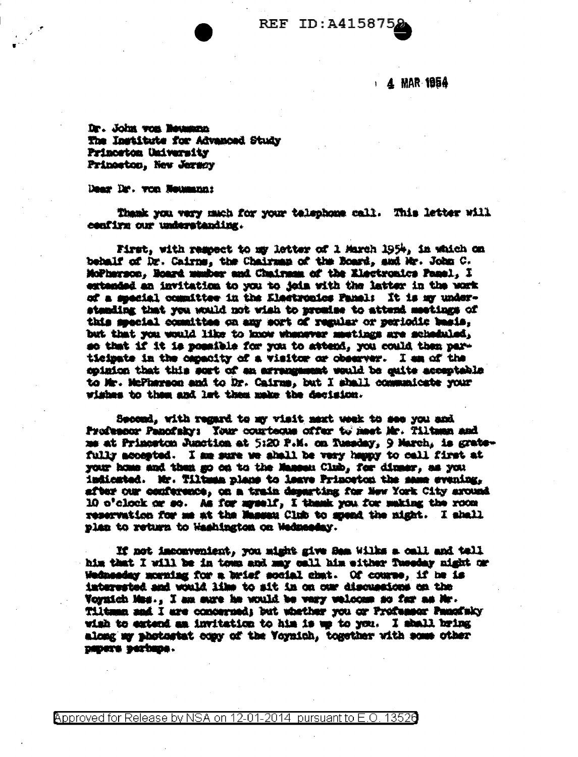REF ID:A415875

4 MAR 1954

Dr. John von Neumann
The Institute for Advanced Study
Princeton University
Princeton, New Jersey

Dear Dr. von Neumann:

Thank you very much for your telephone call. This letter will confirm our understanding.

First, with respect to my letter of 1 March 1954, in which on behalf of Dr. Cairns, the Chairman of the Board, and Mr. John C. McPherson, Board member and Chairman of the Electronics Panel, I extended an invitation to you to join with the latter in the work of a special committee in the Electronics Panel: It is my understanding that you would not wish to promise to attend meetings of this special committee on any sort of regular or periodic basis, but that you would like to know whenever meetings are scheduled, so that if it is possible for you to attend, you could then participate in the capacity of a visitor or observer. I am of the opinion that this sort of an arrangement would be quite acceptable to Mr. McPherson and to Dr. Cairns, but I shall communicate your wishes to them and let them make the decision.

Second, with regard to my visit next week to see you and Professor Panofsky: Your courteous offer to meet Mr. Tiltman and me at Princeton Junction at 5:20 P.M. on Tuesday, 9 March, is gratefully accepted. I am sure we shall be very happy to call first at your home and then go on to the Nassau Club, for dinner, as you indicated. Mr. Tiltman plans to leave Princeton the same evening, after our conference, on a train departing for New York City around 10 o'clock or so. As for myself, I thank you for making the room reservation for me at the Nassau Club to spend the night. I shall plan to return to Washington on Wednesday.

If not inconvenient, you might give Sam Wilks a call and tell him that I will be in town and may call him either Tuesday night or Wednesday morning for a brief social chat. Of course, if he is interested and would like to sit in on our discussions on the Voynich Mss., I am sure he would be very welcome so far as Mr. Tiltman and I are concerned; but whether you or Professor Panofsky wish to extend an invitation to him is up to you. I shall bring along my photostat copy of the Voynich, together with some other papers perhaps.

Approved for Release by NSA on 12-01-2014 pursuant to E.O. 13526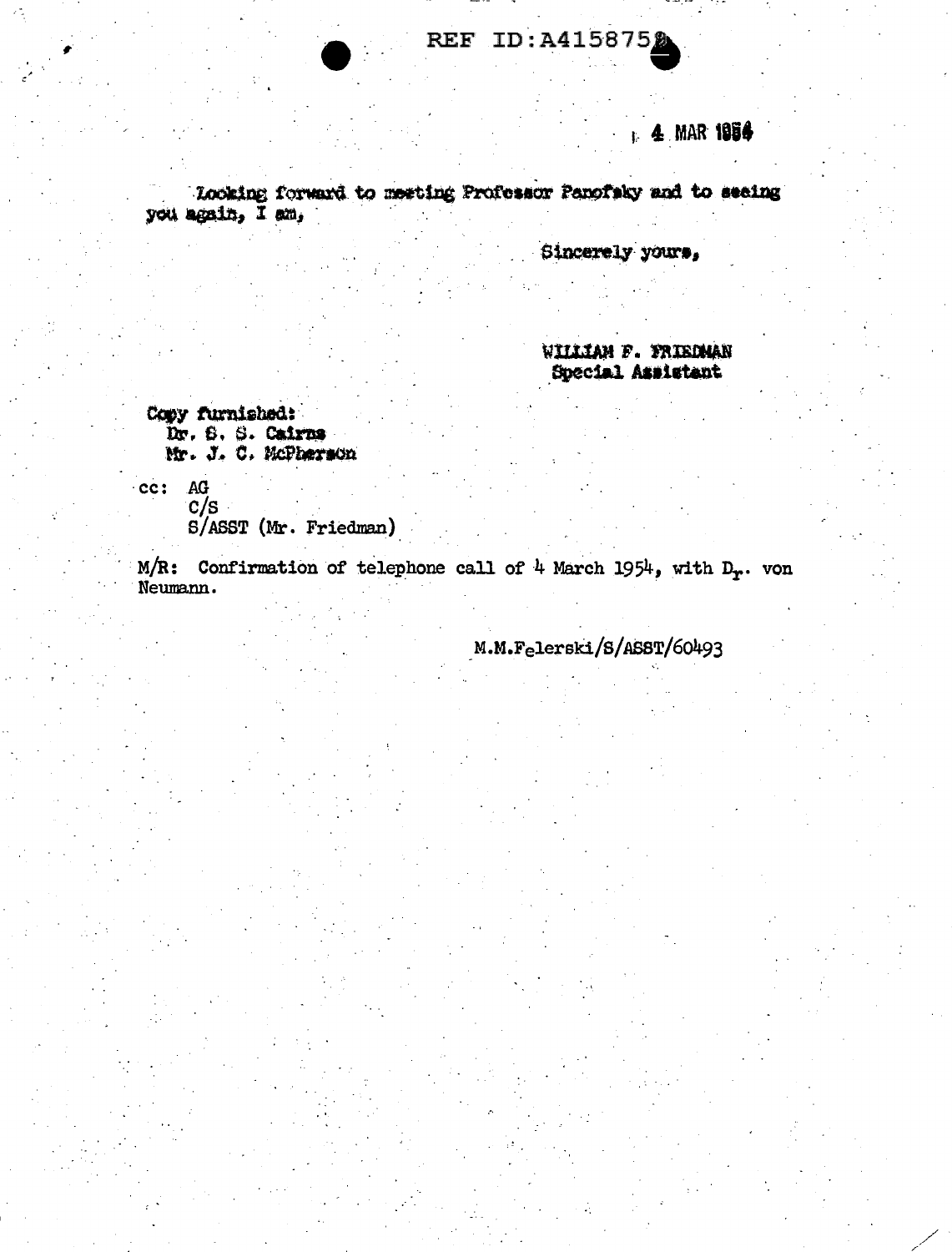4 MAR 1954

Looking forward to meeting Professor Panofsky and to seeing you again, I am,

Sincerely yours,

WILLIAM F. FRIEDMAN
Special Assistant

Copy furnished:
Dr. S. S. Cairns
Mr. J. C. McPherson

cc: AG
C/S
S/ASST (Mr. Friedman)

M/R: Confirmation of telephone call of 4 March 1954, with Dr. von Neumann.

M.M.Felerski/S/ASST/60493